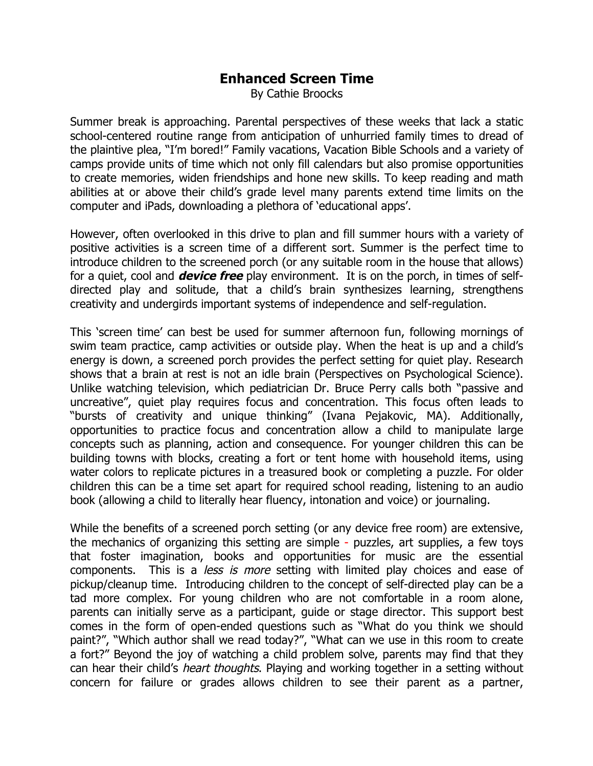# Enhanced Screen Time

By Cathie Broocks

Summer break is approaching. Parental perspectives of these weeks that lack a static school-centered routine range from anticipation of unhurried family times to dread of the plaintive plea, "I'm bored!" Family vacations, Vacation Bible Schools and a variety of camps provide units of time which not only fill calendars but also promise opportunities to create memories, widen friendships and hone new skills. To keep reading and math abilities at or above their child's grade level many parents extend time limits on the computer and iPads, downloading a plethora of 'educational apps'.

However, often overlooked in this drive to plan and fill summer hours with a variety of positive activities is a screen time of a different sort. Summer is the perfect time to introduce children to the screened porch (or any suitable room in the house that allows) for a quiet, cool and ***device free*** play environment. It is on the porch, in times of self-directed play and solitude, that a child's brain synthesizes learning, strengthens creativity and undergirds important systems of independence and self-regulation.

This 'screen time' can best be used for summer afternoon fun, following mornings of swim team practice, camp activities or outside play. When the heat is up and a child's energy is down, a screened porch provides the perfect setting for quiet play. Research shows that a brain at rest is not an idle brain (Perspectives on Psychological Science). Unlike watching television, which pediatrician Dr. Bruce Perry calls both "passive and uncreative", quiet play requires focus and concentration. This focus often leads to "bursts of creativity and unique thinking" (Ivana Pejakovic, MA). Additionally, opportunities to practice focus and concentration allow a child to manipulate large concepts such as planning, action and consequence. For younger children this can be building towns with blocks, creating a fort or tent home with household items, using water colors to replicate pictures in a treasured book or completing a puzzle. For older children this can be a time set apart for required school reading, listening to an audio book (allowing a child to literally hear fluency, intonation and voice) or journaling.

While the benefits of a screened porch setting (or any device free room) are extensive, the mechanics of organizing this setting are simple - puzzles, art supplies, a few toys that foster imagination, books and opportunities for music are the essential components. This is a *less is more* setting with limited play choices and ease of pickup/cleanup time. Introducing children to the concept of self-directed play can be a tad more complex. For young children who are not comfortable in a room alone, parents can initially serve as a participant, guide or stage director. This support best comes in the form of open-ended questions such as "What do you think we should paint?", "Which author shall we read today?", "What can we use in this room to create a fort?" Beyond the joy of watching a child problem solve, parents may find that they can hear their child's *heart thoughts*. Playing and working together in a setting without concern for failure or grades allows children to see their parent as a partner,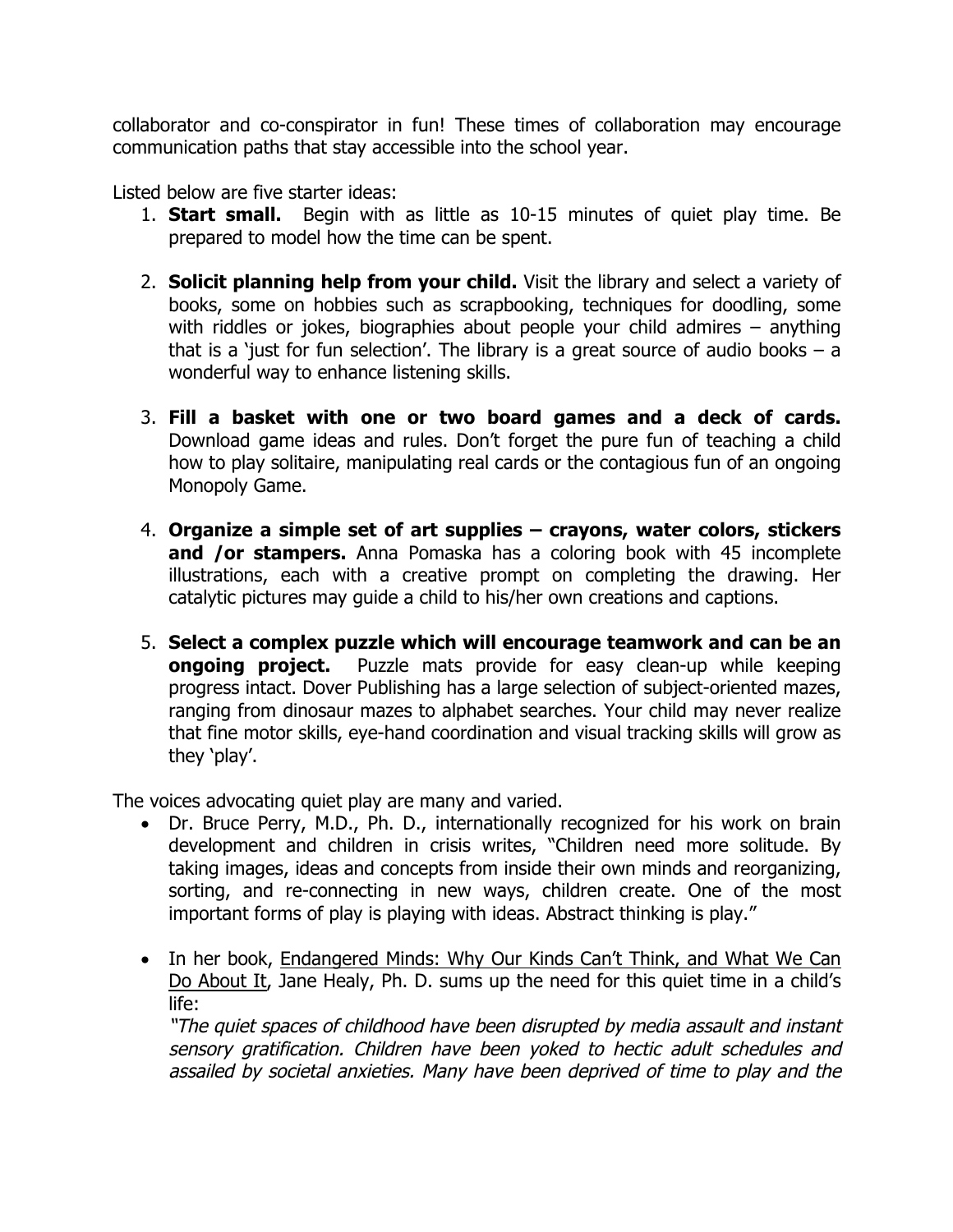collaborator and co-conspirator in fun! These times of collaboration may encourage communication paths that stay accessible into the school year.

Listed below are five starter ideas:

1. **Start small.** Begin with as little as 10-15 minutes of quiet play time. Be prepared to model how the time can be spent.

2. **Solicit planning help from your child.** Visit the library and select a variety of books, some on hobbies such as scrapbooking, techniques for doodling, some with riddles or jokes, biographies about people your child admires – anything that is a 'just for fun selection'. The library is a great source of audio books – a wonderful way to enhance listening skills.

3. **Fill a basket with one or two board games and a deck of cards.** Download game ideas and rules. Don't forget the pure fun of teaching a child how to play solitaire, manipulating real cards or the contagious fun of an ongoing Monopoly Game.

4. **Organize a simple set of art supplies – crayons, water colors, stickers and /or stampers.** Anna Pomaska has a coloring book with 45 incomplete illustrations, each with a creative prompt on completing the drawing. Her catalytic pictures may guide a child to his/her own creations and captions.

5. **Select a complex puzzle which will encourage teamwork and can be an ongoing project.** Puzzle mats provide for easy clean-up while keeping progress intact. Dover Publishing has a large selection of subject-oriented mazes, ranging from dinosaur mazes to alphabet searches. Your child may never realize that fine motor skills, eye-hand coordination and visual tracking skills will grow as they 'play'.

The voices advocating quiet play are many and varied.

- Dr. Bruce Perry, M.D., Ph. D., internationally recognized for his work on brain development and children in crisis writes, "Children need more solitude. By taking images, ideas and concepts from inside their own minds and reorganizing, sorting, and re-connecting in new ways, children create. One of the most important forms of play is playing with ideas. Abstract thinking is play."

- In her book, Endangered Minds: Why Our Kinds Can't Think, and What We Can Do About It, Jane Healy, Ph. D. sums up the need for this quiet time in a child's life:
  *"The quiet spaces of childhood have been disrupted by media assault and instant sensory gratification. Children have been yoked to hectic adult schedules and assailed by societal anxieties. Many have been deprived of time to play and the*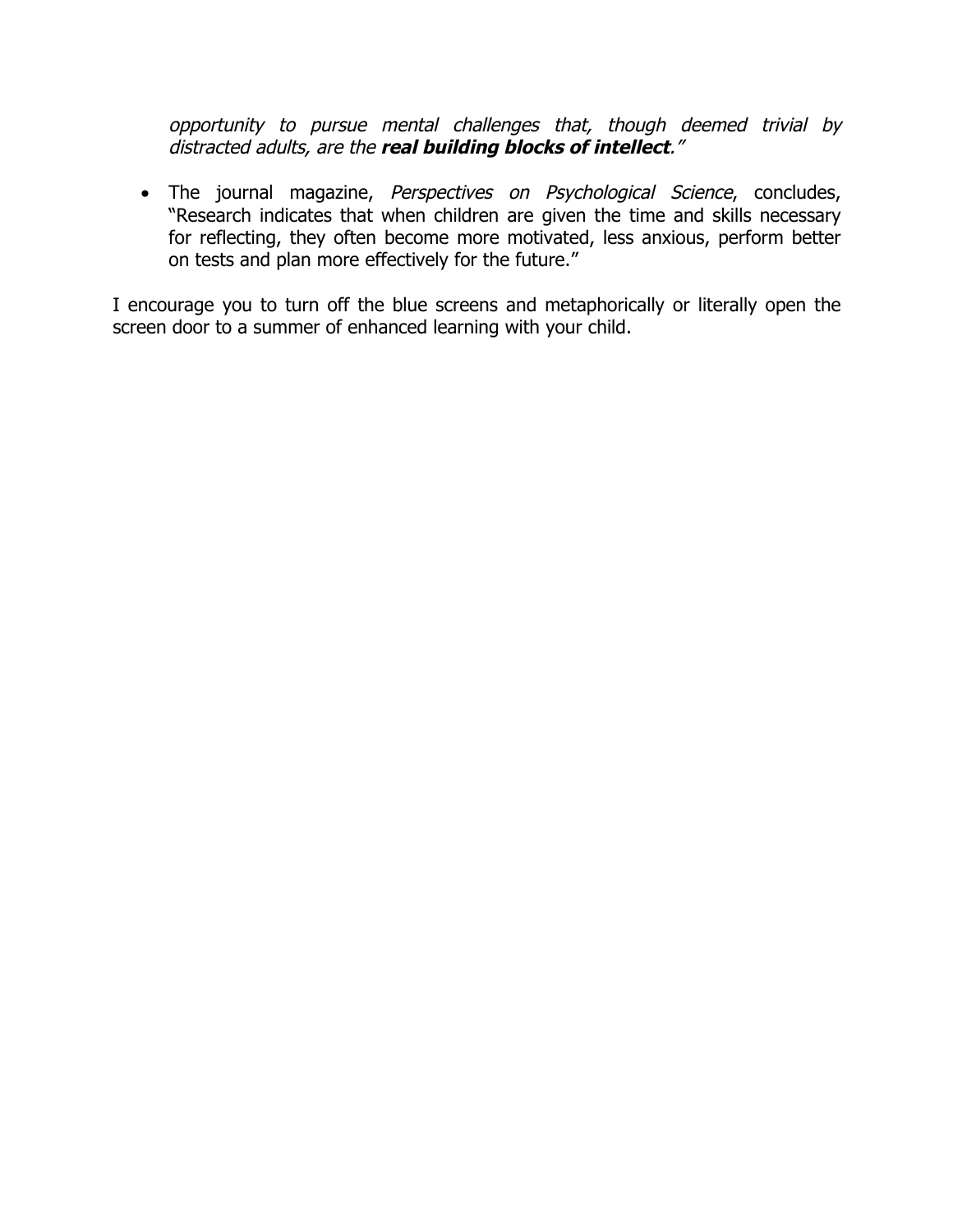*opportunity to pursue mental challenges that, though deemed trivial by distracted adults, are the **real building blocks of intellect**."*

- The journal magazine, *Perspectives on Psychological Science*, concludes, "Research indicates that when children are given the time and skills necessary for reflecting, they often become more motivated, less anxious, perform better on tests and plan more effectively for the future."

I encourage you to turn off the blue screens and metaphorically or literally open the screen door to a summer of enhanced learning with your child.